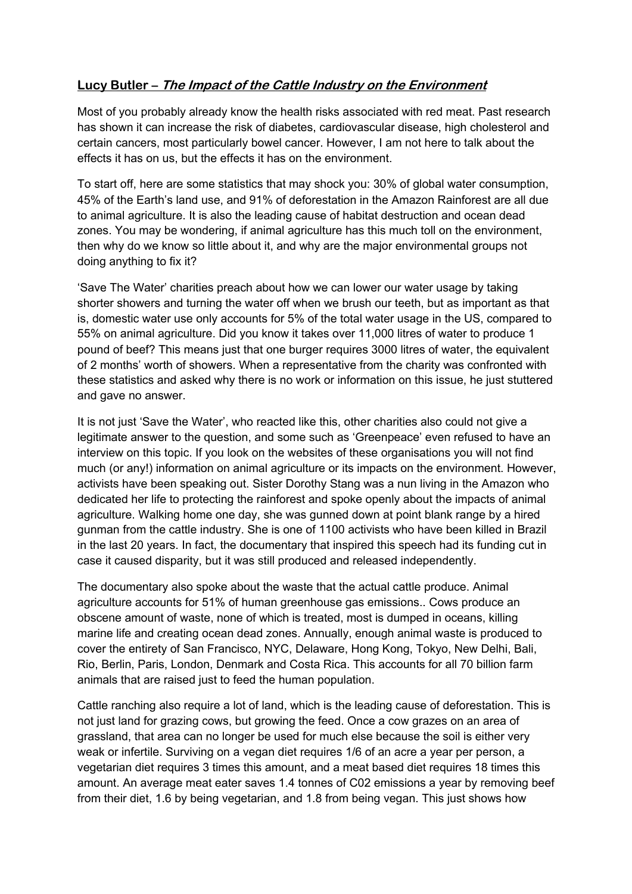**Lucy Butler – *The Impact of the Cattle Industry on the Environment***

Most of you probably already know the health risks associated with red meat. Past research has shown it can increase the risk of diabetes, cardiovascular disease, high cholesterol and certain cancers, most particularly bowel cancer. However, I am not here to talk about the effects it has on us, but the effects it has on the environment.

To start off, here are some statistics that may shock you: 30% of global water consumption, 45% of the Earth's land use, and 91% of deforestation in the Amazon Rainforest are all due to animal agriculture. It is also the leading cause of habitat destruction and ocean dead zones. You may be wondering, if animal agriculture has this much toll on the environment, then why do we know so little about it, and why are the major environmental groups not doing anything to fix it?

'Save The Water' charities preach about how we can lower our water usage by taking shorter showers and turning the water off when we brush our teeth, but as important as that is, domestic water use only accounts for 5% of the total water usage in the US, compared to 55% on animal agriculture. Did you know it takes over 11,000 litres of water to produce 1 pound of beef? This means just that one burger requires 3000 litres of water, the equivalent of 2 months' worth of showers. When a representative from the charity was confronted with these statistics and asked why there is no work or information on this issue, he just stuttered and gave no answer.

It is not just 'Save the Water', who reacted like this, other charities also could not give a legitimate answer to the question, and some such as 'Greenpeace' even refused to have an interview on this topic. If you look on the websites of these organisations you will not find much (or any!) information on animal agriculture or its impacts on the environment. However, activists have been speaking out. Sister Dorothy Stang was a nun living in the Amazon who dedicated her life to protecting the rainforest and spoke openly about the impacts of animal agriculture. Walking home one day, she was gunned down at point blank range by a hired gunman from the cattle industry. She is one of 1100 activists who have been killed in Brazil in the last 20 years. In fact, the documentary that inspired this speech had its funding cut in case it caused disparity, but it was still produced and released independently.

The documentary also spoke about the waste that the actual cattle produce. Animal agriculture accounts for 51% of human greenhouse gas emissions.. Cows produce an obscene amount of waste, none of which is treated, most is dumped in oceans, killing marine life and creating ocean dead zones. Annually, enough animal waste is produced to cover the entirety of San Francisco, NYC, Delaware, Hong Kong, Tokyo, New Delhi, Bali, Rio, Berlin, Paris, London, Denmark and Costa Rica. This accounts for all 70 billion farm animals that are raised just to feed the human population.

Cattle ranching also require a lot of land, which is the leading cause of deforestation. This is not just land for grazing cows, but growing the feed. Once a cow grazes on an area of grassland, that area can no longer be used for much else because the soil is either very weak or infertile. Surviving on a vegan diet requires 1/6 of an acre a year per person, a vegetarian diet requires 3 times this amount, and a meat based diet requires 18 times this amount. An average meat eater saves 1.4 tonnes of $C0_2$ emissions a year by removing beef from their diet, 1.6 by being vegetarian, and 1.8 from being vegan. This just shows how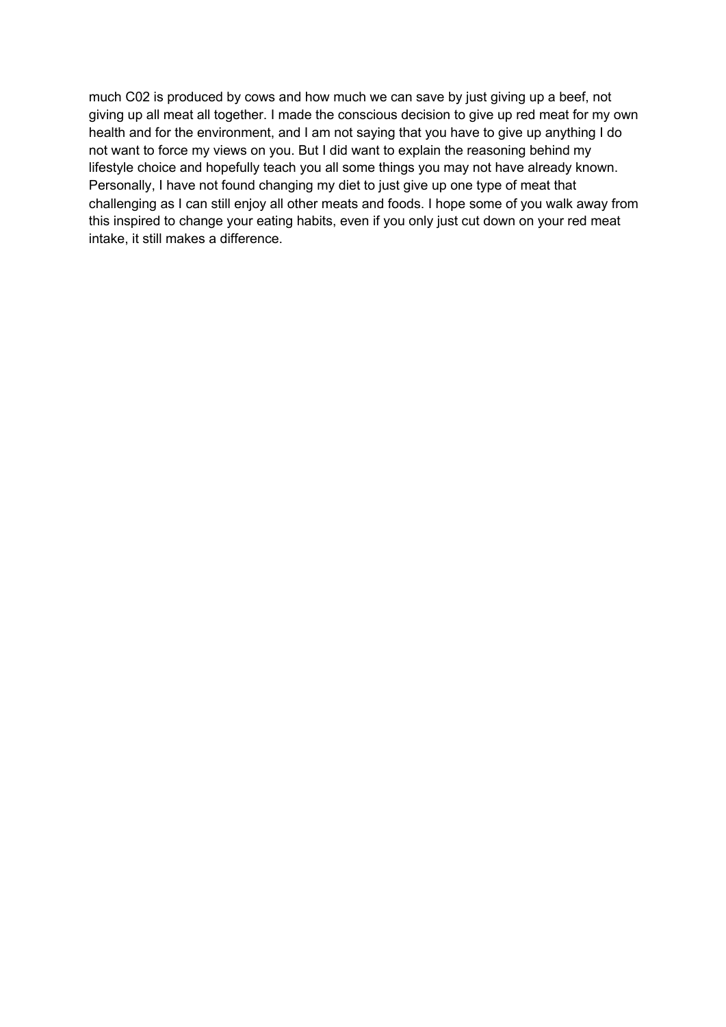much C02 is produced by cows and how much we can save by just giving up a beef, not giving up all meat all together. I made the conscious decision to give up red meat for my own health and for the environment, and I am not saying that you have to give up anything I do not want to force my views on you. But I did want to explain the reasoning behind my lifestyle choice and hopefully teach you all some things you may not have already known. Personally, I have not found changing my diet to just give up one type of meat that challenging as I can still enjoy all other meats and foods. I hope some of you walk away from this inspired to change your eating habits, even if you only just cut down on your red meat intake, it still makes a difference.